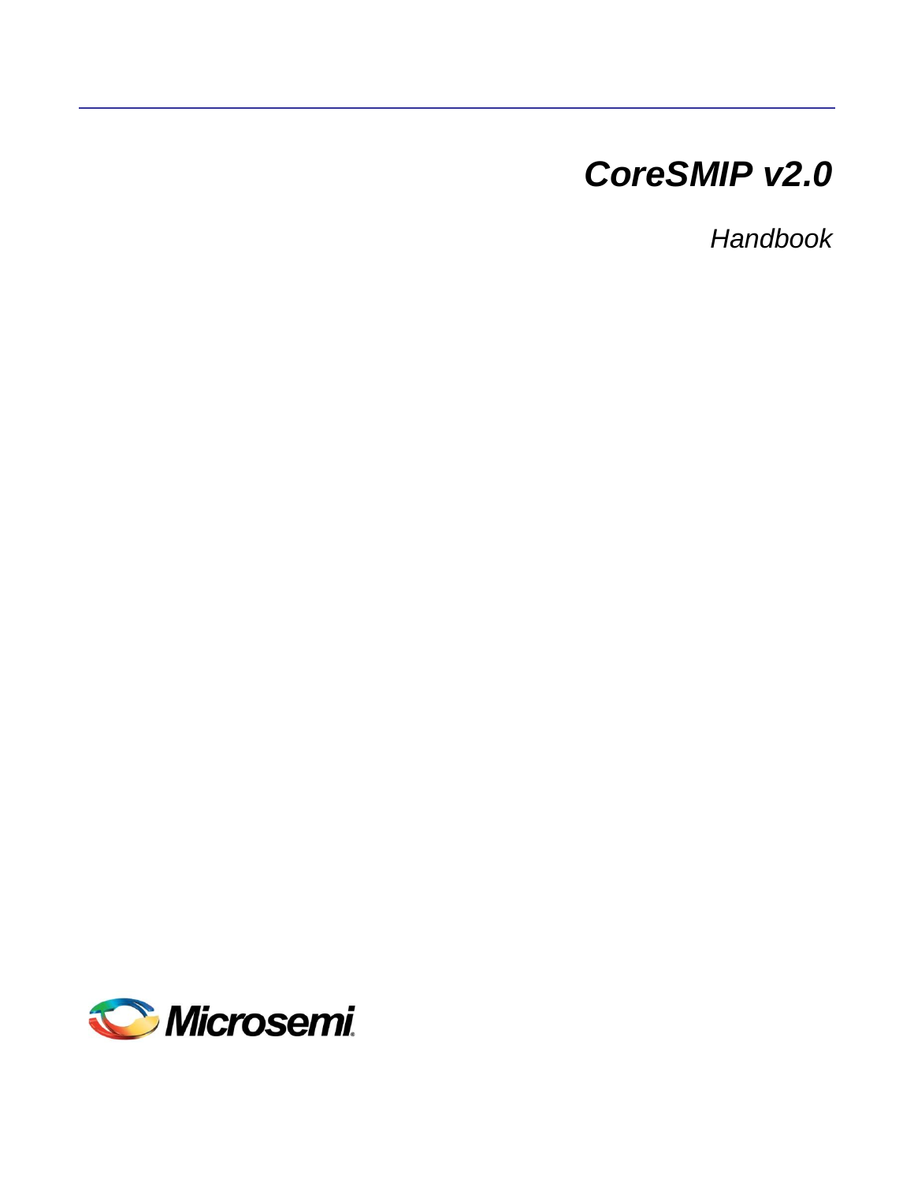# *CoreSMIP v2.0*

*Handbook*

Microsemi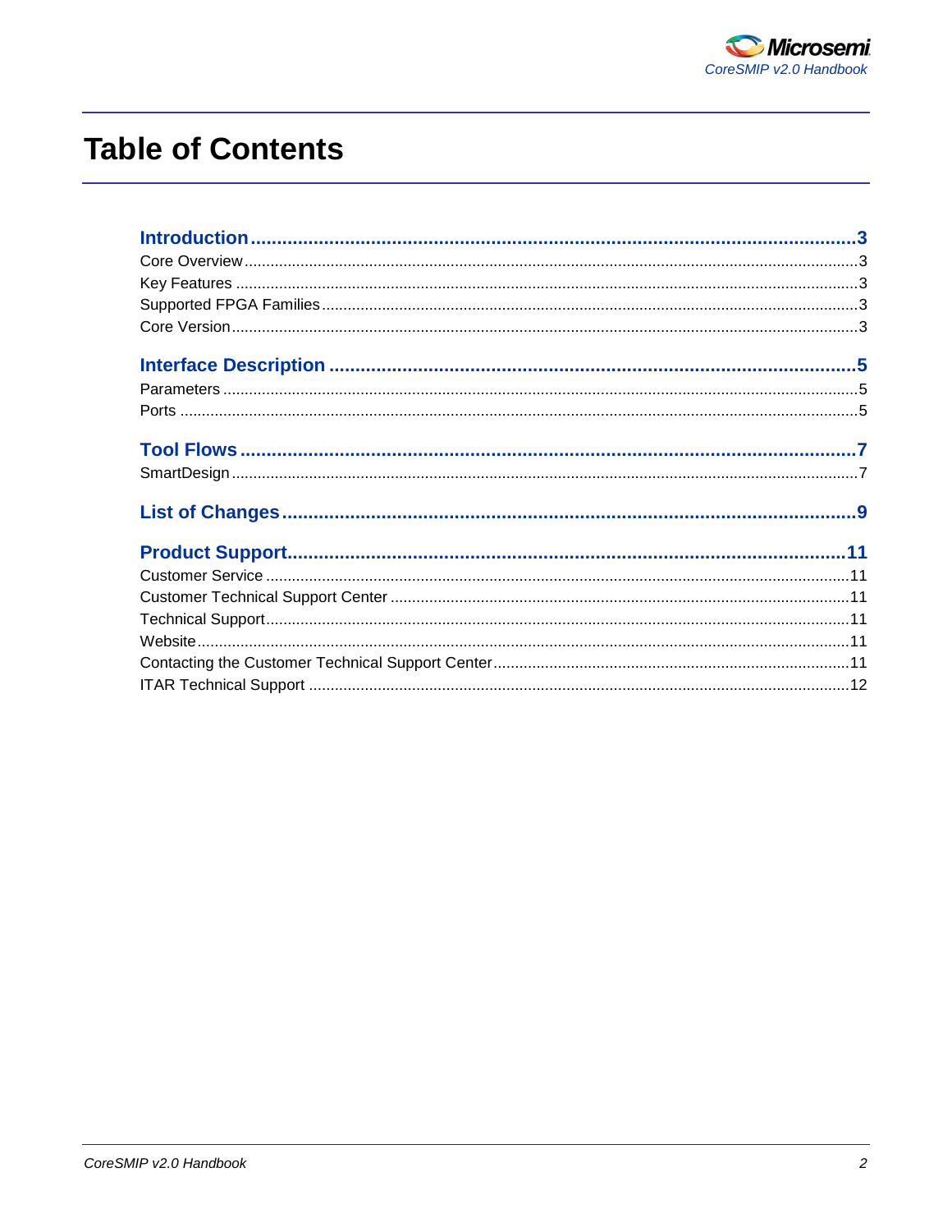# Table of Contents

**Introduction** ........................................................ **3**

Core Overview ........................................................ 3

Key Features ........................................................ 3

Supported FPGA Families ........................................................ 3

Core Version ........................................................ 3

**Interface Description** ........................................................ **5**

Parameters ........................................................ 5

Ports ........................................................ 5

**Tool Flows** ........................................................ **7**

SmartDesign ........................................................ 7

**List of Changes** ........................................................ **9**

**Product Support** ........................................................ **11**

Customer Service ........................................................ 11

Customer Technical Support Center ........................................................ 11

Technical Support ........................................................ 11

Website ........................................................ 11

Contacting the Customer Technical Support Center ........................................................ 11

ITAR Technical Support ........................................................ 12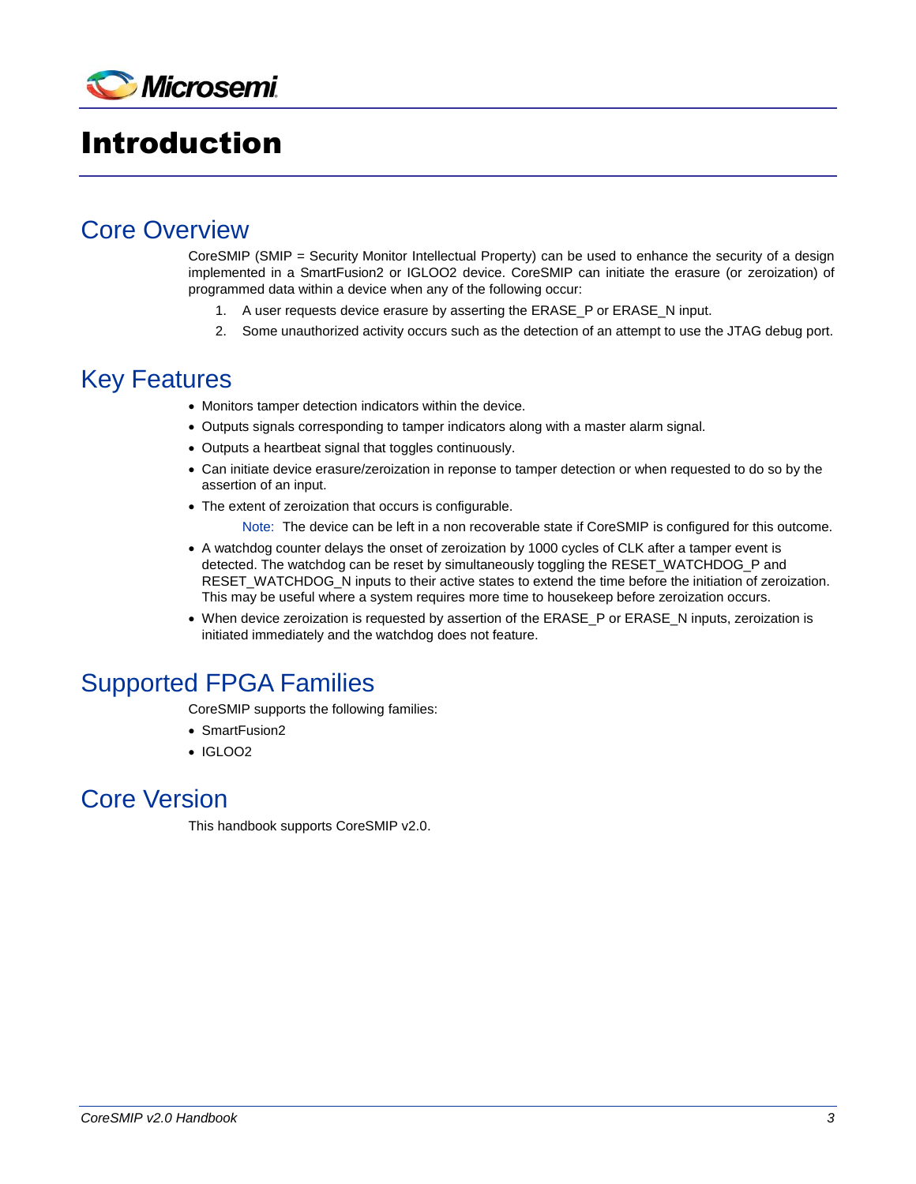# Introduction

## Core Overview

CoreSMIP (SMIP = Security Monitor Intellectual Property) can be used to enhance the security of a design implemented in a SmartFusion2 or IGLOO2 device. CoreSMIP can initiate the erasure (or zeroization) of programmed data within a device when any of the following occur:

1. A user requests device erasure by asserting the ERASE_P or ERASE_N input.
2. Some unauthorized activity occurs such as the detection of an attempt to use the JTAG debug port.

## Key Features

- Monitors tamper detection indicators within the device.
- Outputs signals corresponding to tamper indicators along with a master alarm signal.
- Outputs a heartbeat signal that toggles continuously.
- Can initiate device erasure/zeroization in reponse to tamper detection or when requested to do so by the assertion of an input.
- The extent of zeroization that occurs is configurable.

  Note: The device can be left in a non recoverable state if CoreSMIP is configured for this outcome.
- A watchdog counter delays the onset of zeroization by 1000 cycles of CLK after a tamper event is detected. The watchdog can be reset by simultaneously toggling the RESET_WATCHDOG_P and RESET_WATCHDOG_N inputs to their active states to extend the time before the initiation of zeroization. This may be useful where a system requires more time to housekeep before zeroization occurs.
- When device zeroization is requested by assertion of the ERASE_P or ERASE_N inputs, zeroization is initiated immediately and the watchdog does not feature.

## Supported FPGA Families

CoreSMIP supports the following families:

- SmartFusion2
- IGLOO2

## Core Version

This handbook supports CoreSMIP v2.0.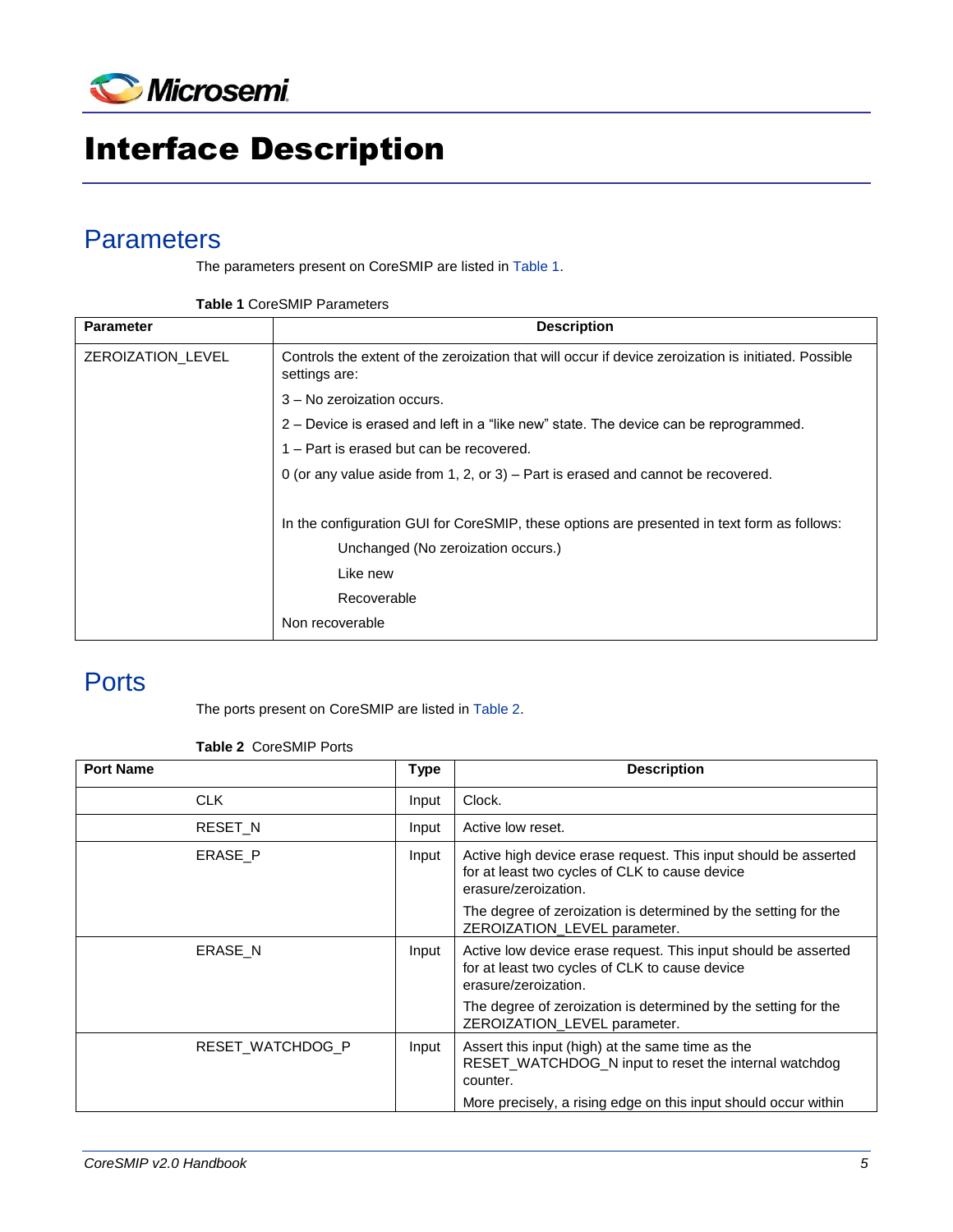# Interface Description

## Parameters

The parameters present on CoreSMIP are listed in Table 1.

**Table 1** CoreSMIP Parameters

| Parameter | Description |
|---|---|
| ZEROIZATION_LEVEL | Controls the extent of the zeroization that will occur if device zeroization is initiated. Possible settings are:<br>3 – No zeroization occurs.<br>2 – Device is erased and left in a "like new" state. The device can be reprogrammed.<br>1 – Part is erased but can be recovered.<br>0 (or any value aside from 1, 2, or 3) – Part is erased and cannot be recovered.<br><br>In the configuration GUI for CoreSMIP, these options are presented in text form as follows:<br>Unchanged (No zeroization occurs.)<br>Like new<br>Recoverable<br>Non recoverable |

## Ports

The ports present on CoreSMIP are listed in Table 2.

**Table 2** CoreSMIP Ports

| Port Name | Type | Description |
|---|---|---|
| CLK | Input | Clock. |
| RESET_N | Input | Active low reset. |
| ERASE_P | Input | Active high device erase request. This input should be asserted for at least two cycles of CLK to cause device erasure/zeroization.<br>The degree of zeroization is determined by the setting for the ZEROIZATION_LEVEL parameter. |
| ERASE_N | Input | Active low device erase request. This input should be asserted for at least two cycles of CLK to cause device erasure/zeroization.<br>The degree of zeroization is determined by the setting for the ZEROIZATION_LEVEL parameter. |
| RESET_WATCHDOG_P | Input | Assert this input (high) at the same time as the RESET_WATCHDOG_N input to reset the internal watchdog counter.<br>More precisely, a rising edge on this input should occur within |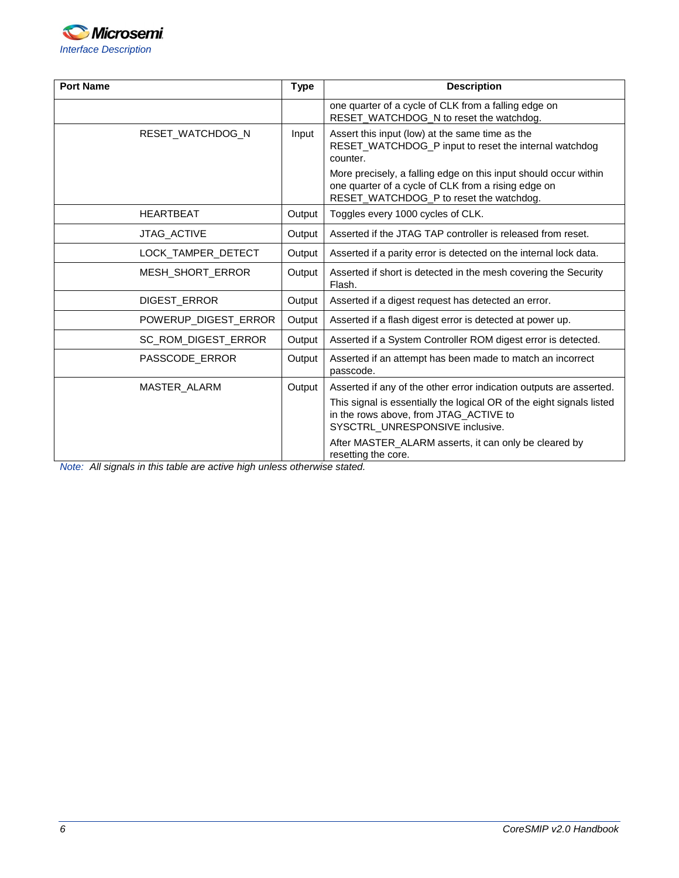| Port Name | Type | Description |
|---|---|---|
| | | one quarter of a cycle of CLK from a falling edge on RESET_WATCHDOG_N to reset the watchdog. |
| RESET_WATCHDOG_N | Input | Assert this input (low) at the same time as the RESET_WATCHDOG_P input to reset the internal watchdog counter.<br><br>More precisely, a falling edge on this input should occur within one quarter of a cycle of CLK from a rising edge on RESET_WATCHDOG_P to reset the watchdog. |
| HEARTBEAT | Output | Toggles every 1000 cycles of CLK. |
| JTAG_ACTIVE | Output | Asserted if the JTAG TAP controller is released from reset. |
| LOCK_TAMPER_DETECT | Output | Asserted if a parity error is detected on the internal lock data. |
| MESH_SHORT_ERROR | Output | Asserted if short is detected in the mesh covering the Security Flash. |
| DIGEST_ERROR | Output | Asserted if a digest request has detected an error. |
| POWERUP_DIGEST_ERROR | Output | Asserted if a flash digest error is detected at power up. |
| SC_ROM_DIGEST_ERROR | Output | Asserted if a System Controller ROM digest error is detected. |
| PASSCODE_ERROR | Output | Asserted if an attempt has been made to match an incorrect passcode. |
| MASTER_ALARM | Output | Asserted if any of the other error indication outputs are asserted.<br><br>This signal is essentially the logical OR of the eight signals listed in the rows above, from JTAG_ACTIVE to SYSCTRL_UNRESPONSIVE inclusive.<br><br>After MASTER_ALARM asserts, it can only be cleared by resetting the core. |

*Note: All signals in this table are active high unless otherwise stated.*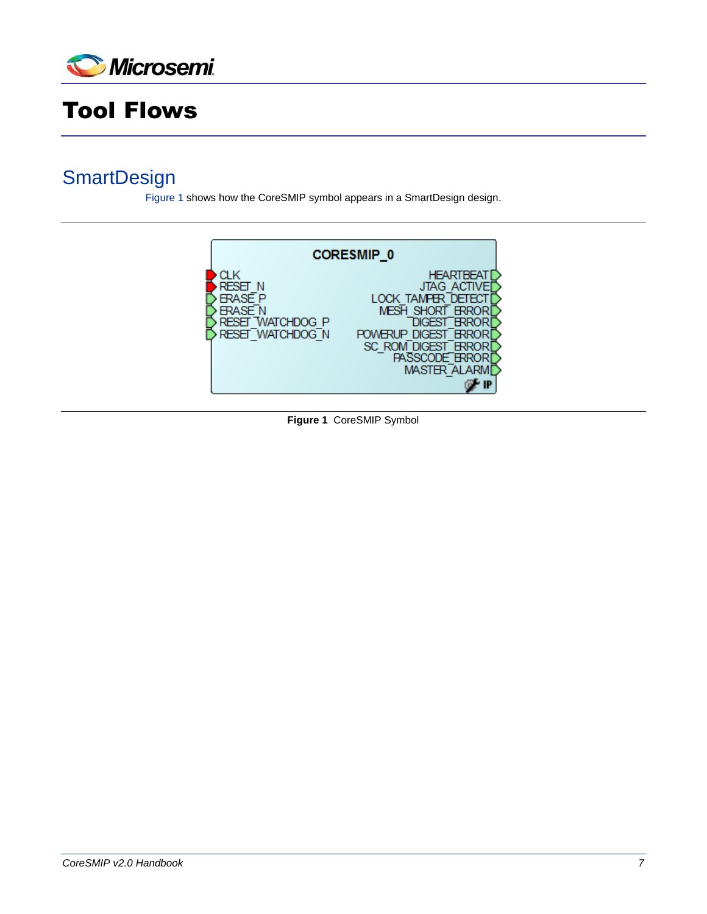# Tool Flows

## SmartDesign

Figure 1 shows how the CoreSMIP symbol appears in a SmartDesign design.

CORESMIP_0

CLK
RESET_N
ERASE_P
ERASE_N
RESET_WATCHDOG_P
RESET_WATCHDOG_N

HEARTBEAT
JTAG_ACTIVE
LOCK_TAMPER_DETECT
MESH_SHORT_ERROR
DIGEST_ERROR
POWERUP_DIGEST_ERROR
SC_ROM_DIGEST_ERROR
PASSCODE_ERROR
MASTER_ALARM

**Figure 1** CoreSMIP Symbol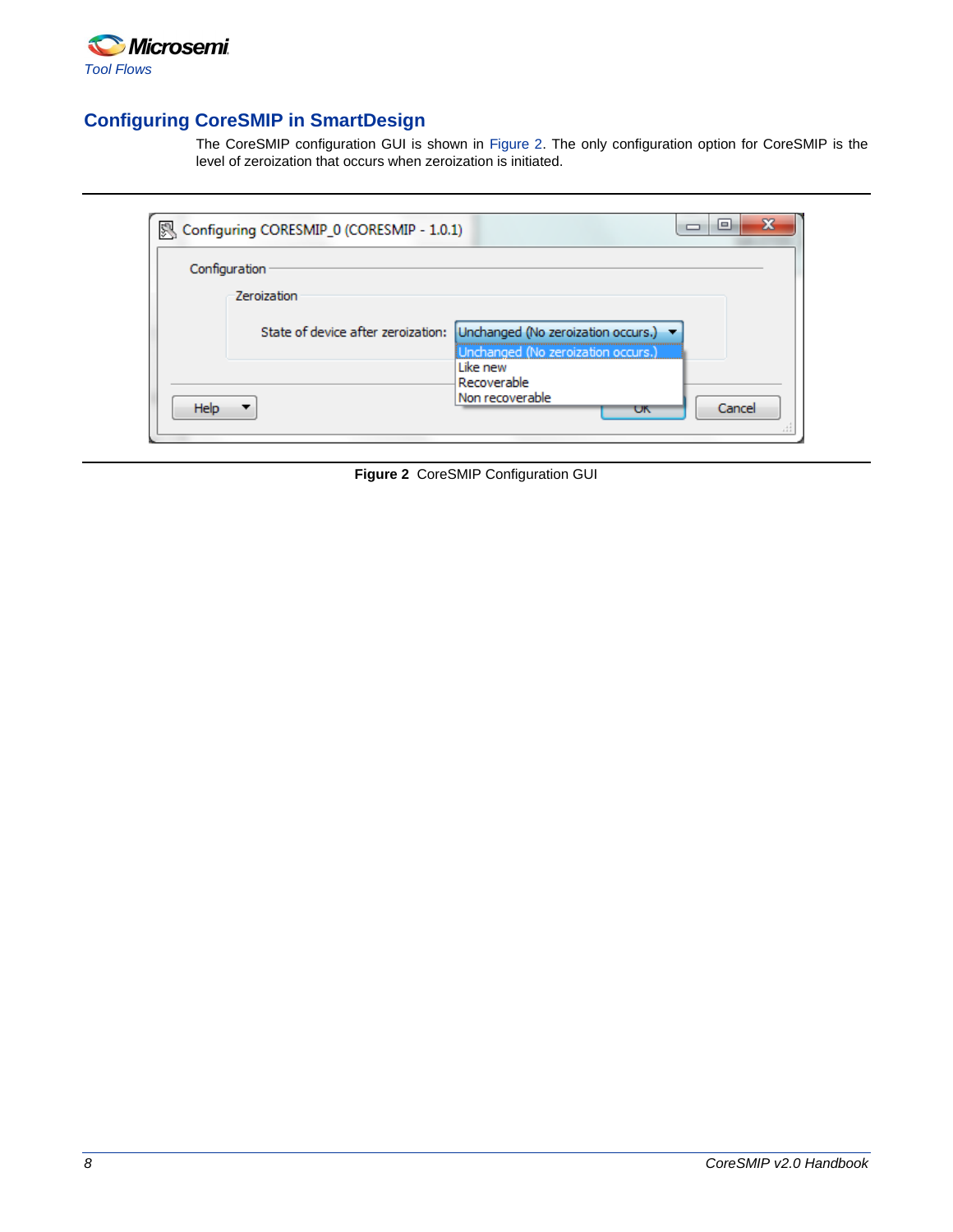## Configuring CoreSMIP in SmartDesign

The CoreSMIP configuration GUI is shown in Figure 2. The only configuration option for CoreSMIP is the level of zeroization that occurs when zeroization is initiated.

**Figure 2** CoreSMIP Configuration GUI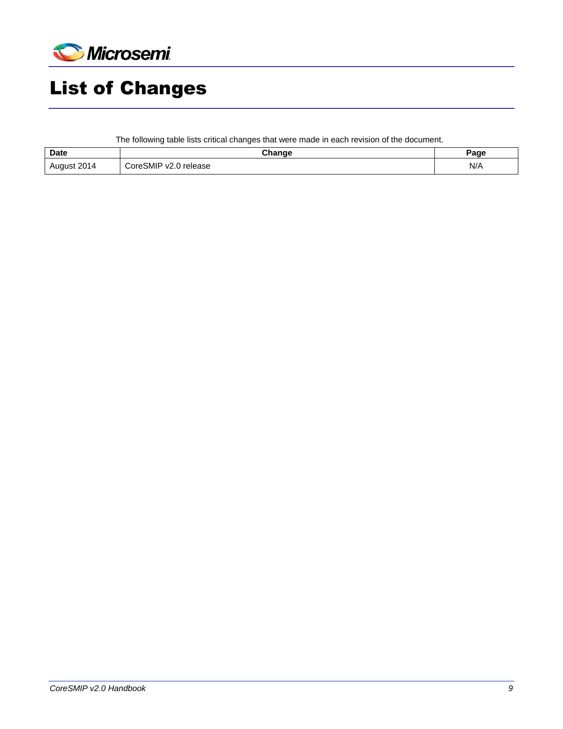# List of Changes

The following table lists critical changes that were made in each revision of the document.

| Date | Change | Page |
|---|---|---|
| August 2014 | CoreSMIP v2.0 release | N/A |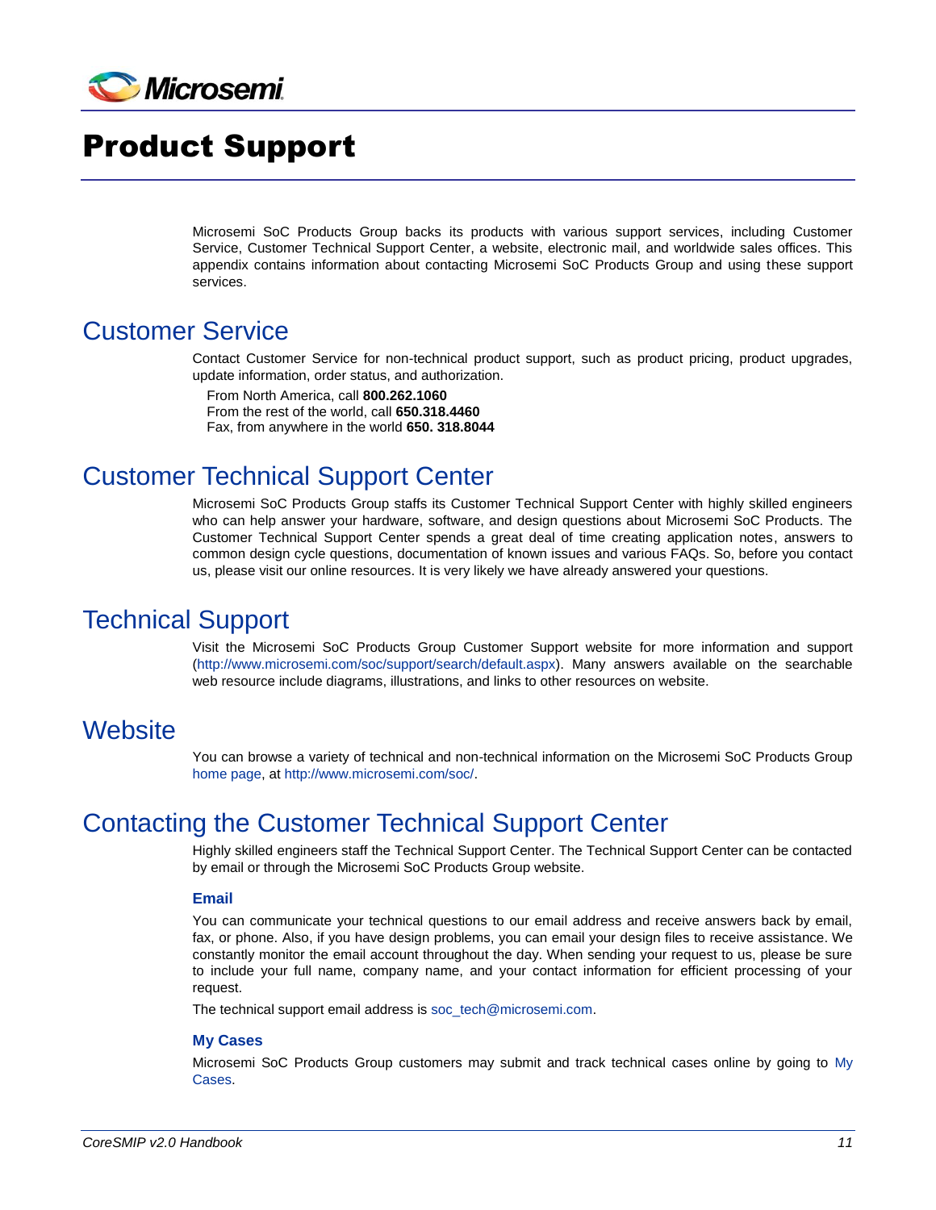# Product Support

Microsemi SoC Products Group backs its products with various support services, including Customer Service, Customer Technical Support Center, a website, electronic mail, and worldwide sales offices. This appendix contains information about contacting Microsemi SoC Products Group and using these support services.

## Customer Service

Contact Customer Service for non-technical product support, such as product pricing, product upgrades, update information, order status, and authorization.

From North America, call **800.262.1060**
From the rest of the world, call **650.318.4460**
Fax, from anywhere in the world **650. 318.8044**

## Customer Technical Support Center

Microsemi SoC Products Group staffs its Customer Technical Support Center with highly skilled engineers who can help answer your hardware, software, and design questions about Microsemi SoC Products. The Customer Technical Support Center spends a great deal of time creating application notes, answers to common design cycle questions, documentation of known issues and various FAQs. So, before you contact us, please visit our online resources. It is very likely we have already answered your questions.

## Technical Support

Visit the Microsemi SoC Products Group Customer Support website for more information and support (http://www.microsemi.com/soc/support/search/default.aspx). Many answers available on the searchable web resource include diagrams, illustrations, and links to other resources on website.

## Website

You can browse a variety of technical and non-technical information on the Microsemi SoC Products Group home page, at http://www.microsemi.com/soc/.

## Contacting the Customer Technical Support Center

Highly skilled engineers staff the Technical Support Center. The Technical Support Center can be contacted by email or through the Microsemi SoC Products Group website.

### Email

You can communicate your technical questions to our email address and receive answers back by email, fax, or phone. Also, if you have design problems, you can email your design files to receive assistance. We constantly monitor the email account throughout the day. When sending your request to us, please be sure to include your full name, company name, and your contact information for efficient processing of your request.

The technical support email address is soc_tech@microsemi.com.

### My Cases

Microsemi SoC Products Group customers may submit and track technical cases online by going to My Cases.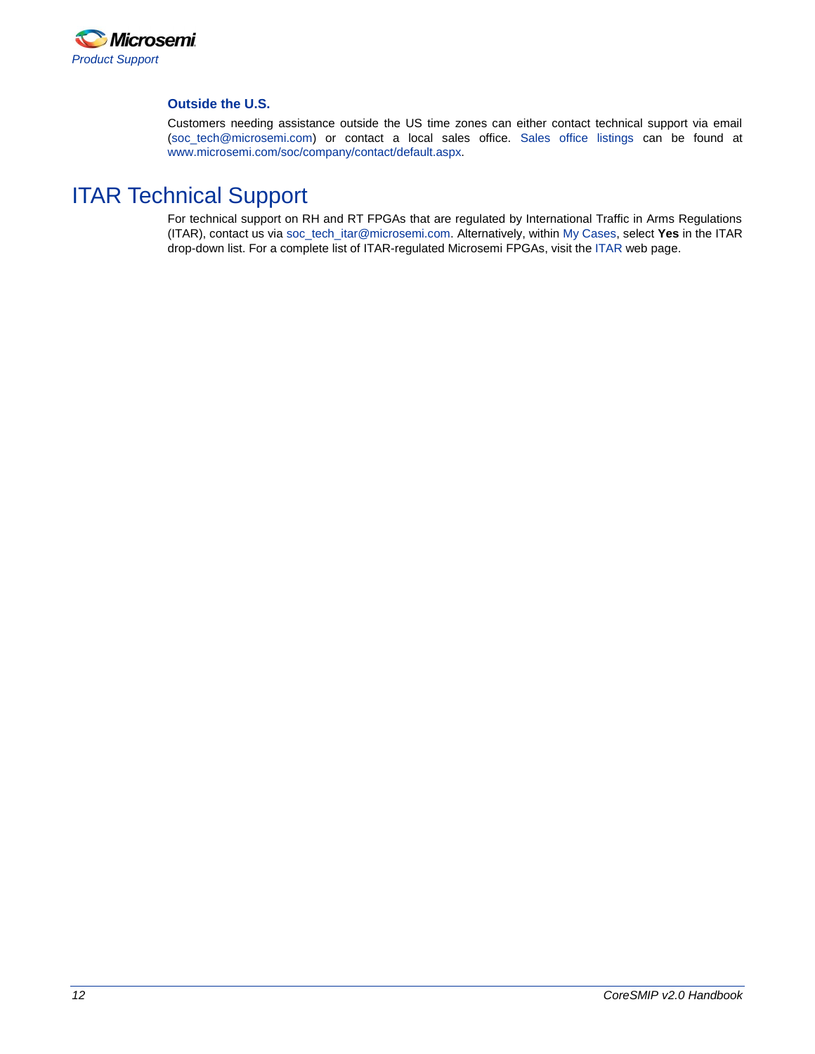### Outside the U.S.

Customers needing assistance outside the US time zones can either contact technical support via email (soc_tech@microsemi.com) or contact a local sales office. Sales office listings can be found at www.microsemi.com/soc/company/contact/default.aspx.

## ITAR Technical Support

For technical support on RH and RT FPGAs that are regulated by International Traffic in Arms Regulations (ITAR), contact us via soc_tech_itar@microsemi.com. Alternatively, within My Cases, select **Yes** in the ITAR drop-down list. For a complete list of ITAR-regulated Microsemi FPGAs, visit the ITAR web page.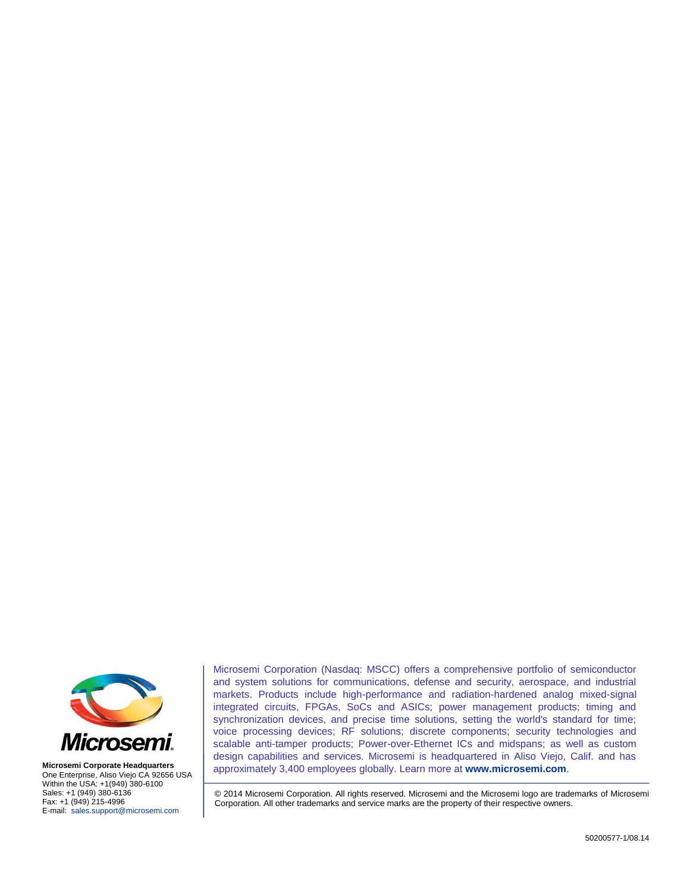Microsemi

**Microsemi Corporate Headquarters**
One Enterprise, Aliso Viejo CA 92656 USA
Within the USA: +1(949) 380-6100
Sales: +1 (949) 380-6136
Fax: +1 (949) 215-4996
E-mail: sales.support@microsemi.com

Microsemi Corporation (Nasdaq: MSCC) offers a comprehensive portfolio of semiconductor and system solutions for communications, defense and security, aerospace, and industrial markets. Products include high-performance and radiation-hardened analog mixed-signal integrated circuits, FPGAs, SoCs and ASICs; power management products; timing and synchronization devices, and precise time solutions, setting the world's standard for time; voice processing devices; RF solutions; discrete components; security technologies and scalable anti-tamper products; Power-over-Ethernet ICs and midspans; as well as custom design capabilities and services. Microsemi is headquartered in Aliso Viejo, Calif. and has approximately 3,400 employees globally. Learn more at **www.microsemi.com**.

© 2014 Microsemi Corporation. All rights reserved. Microsemi and the Microsemi logo are trademarks of Microsemi Corporation. All other trademarks and service marks are the property of their respective owners.

50200577-1/08.14